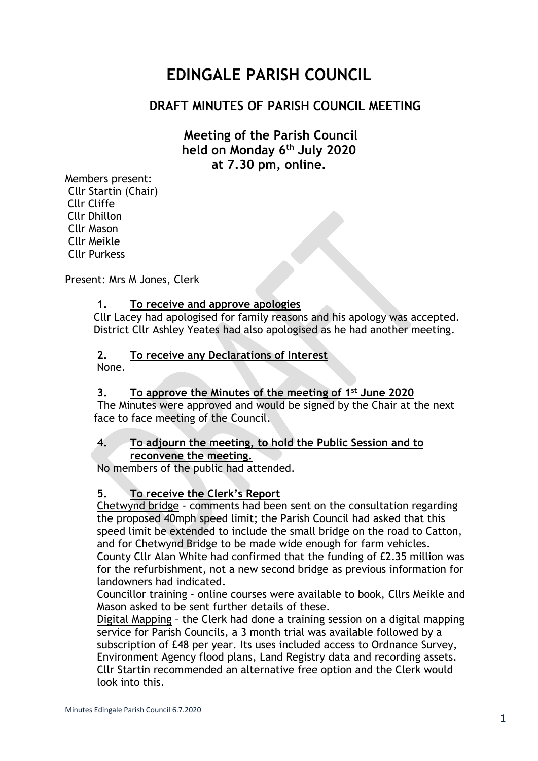# EDINGALE PARISH COUNCIL

## DRAFT MINUTES OF PARISH COUNCIL MEETING

### Meeting of the Parish Council held on Monday 6th July 2020 at 7.30 pm, online.

Members present:
Cllr Startin (Chair)
Cllr Cliffe
Cllr Dhillon
Cllr Mason
Cllr Meikle
Cllr Purkess

Present: Mrs M Jones, Clerk

**1. To receive and approve apologies**

Cllr Lacey had apologised for family reasons and his apology was accepted. District Cllr Ashley Yeates had also apologised as he had another meeting.

**2. To receive any Declarations of Interest**

None.

**3. To approve the Minutes of the meeting of 1st June 2020**

The Minutes were approved and would be signed by the Chair at the next face to face meeting of the Council.

**4. To adjourn the meeting, to hold the Public Session and to reconvene the meeting.**

No members of the public had attended.

**5. To receive the Clerk's Report**

Chetwynd bridge - comments had been sent on the consultation regarding the proposed 40mph speed limit; the Parish Council had asked that this speed limit be extended to include the small bridge on the road to Catton, and for Chetwynd Bridge to be made wide enough for farm vehicles. County Cllr Alan White had confirmed that the funding of £2.35 million was for the refurbishment, not a new second bridge as previous information for landowners had indicated.

Councillor training - online courses were available to book, Cllrs Meikle and Mason asked to be sent further details of these.

Digital Mapping – the Clerk had done a training session on a digital mapping service for Parish Councils, a 3 month trial was available followed by a subscription of £48 per year. Its uses included access to Ordnance Survey, Environment Agency flood plans, Land Registry data and recording assets. Cllr Startin recommended an alternative free option and the Clerk would look into this.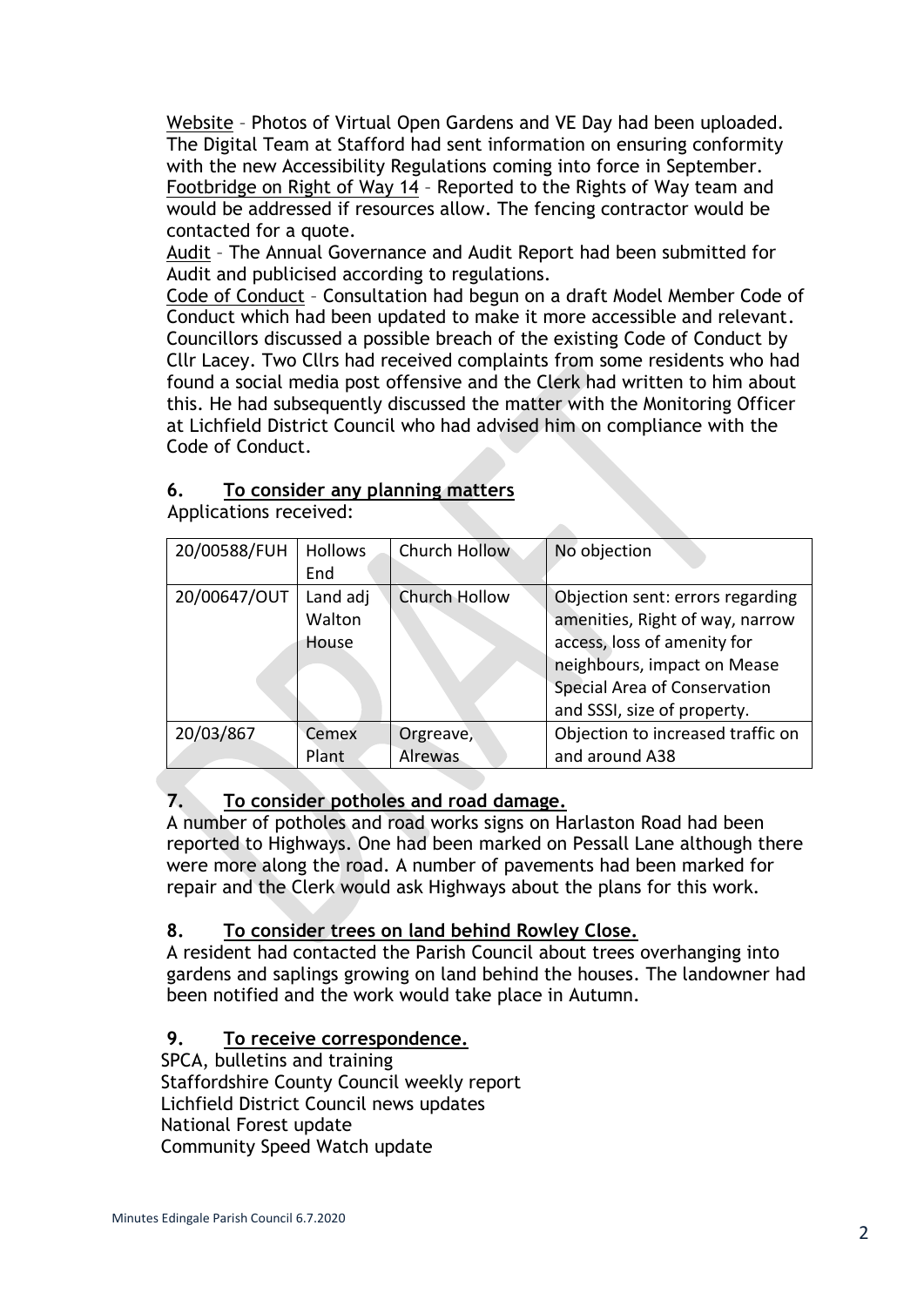Website – Photos of Virtual Open Gardens and VE Day had been uploaded. The Digital Team at Stafford had sent information on ensuring conformity with the new Accessibility Regulations coming into force in September.
Footbridge on Right of Way 14 – Reported to the Rights of Way team and would be addressed if resources allow. The fencing contractor would be contacted for a quote.
Audit – The Annual Governance and Audit Report had been submitted for Audit and publicised according to regulations.
Code of Conduct – Consultation had begun on a draft Model Member Code of Conduct which had been updated to make it more accessible and relevant. Councillors discussed a possible breach of the existing Code of Conduct by Cllr Lacey. Two Cllrs had received complaints from some residents who had found a social media post offensive and the Clerk had written to him about this. He had subsequently discussed the matter with the Monitoring Officer at Lichfield District Council who had advised him on compliance with the Code of Conduct.

## 6. To consider any planning matters

Applications received:

| 20/00588/FUH | Hollows End | Church Hollow | No objection |
|---|---|---|---|
| 20/00647/OUT | Land adj Walton House | Church Hollow | Objection sent: errors regarding amenities, Right of way, narrow access, loss of amenity for neighbours, impact on Mease Special Area of Conservation and SSSI, size of property. |
| 20/03/867 | Cemex Plant | Orgreave, Alrewas | Objection to increased traffic on and around A38 |

## 7. To consider potholes and road damage.

A number of potholes and road works signs on Harlaston Road had been reported to Highways. One had been marked on Pessall Lane although there were more along the road. A number of pavements had been marked for repair and the Clerk would ask Highways about the plans for this work.

## 8. To consider trees on land behind Rowley Close.

A resident had contacted the Parish Council about trees overhanging into gardens and saplings growing on land behind the houses. The landowner had been notified and the work would take place in Autumn.

## 9. To receive correspondence.

SPCA, bulletins and training
Staffordshire County Council weekly report
Lichfield District Council news updates
National Forest update
Community Speed Watch update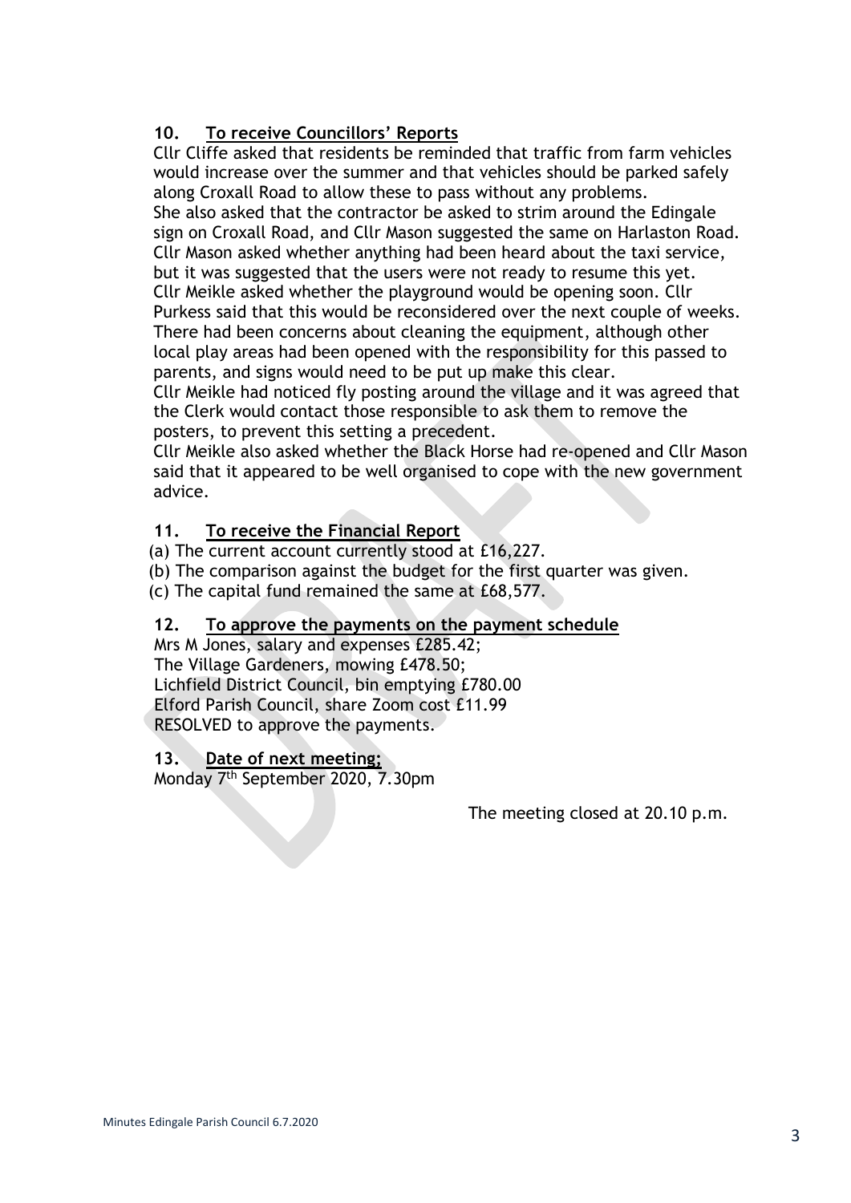## 10. To receive Councillors' Reports

Cllr Cliffe asked that residents be reminded that traffic from farm vehicles would increase over the summer and that vehicles should be parked safely along Croxall Road to allow these to pass without any problems.
She also asked that the contractor be asked to strim around the Edingale sign on Croxall Road, and Cllr Mason suggested the same on Harlaston Road.
Cllr Mason asked whether anything had been heard about the taxi service, but it was suggested that the users were not ready to resume this yet.
Cllr Meikle asked whether the playground would be opening soon. Cllr Purkess said that this would be reconsidered over the next couple of weeks. There had been concerns about cleaning the equipment, although other local play areas had been opened with the responsibility for this passed to parents, and signs would need to be put up make this clear.
Cllr Meikle had noticed fly posting around the village and it was agreed that the Clerk would contact those responsible to ask them to remove the posters, to prevent this setting a precedent.
Cllr Meikle also asked whether the Black Horse had re-opened and Cllr Mason said that it appeared to be well organised to cope with the new government advice.

## 11. To receive the Financial Report

(a) The current account currently stood at £16,227.
(b) The comparison against the budget for the first quarter was given.
(c) The capital fund remained the same at £68,577.

## 12. To approve the payments on the payment schedule

Mrs M Jones, salary and expenses £285.42;
The Village Gardeners, mowing £478.50;
Lichfield District Council, bin emptying £780.00
Elford Parish Council, share Zoom cost £11.99
RESOLVED to approve the payments.

## 13. Date of next meeting;

Monday 7th September 2020, 7.30pm

The meeting closed at 20.10 p.m.